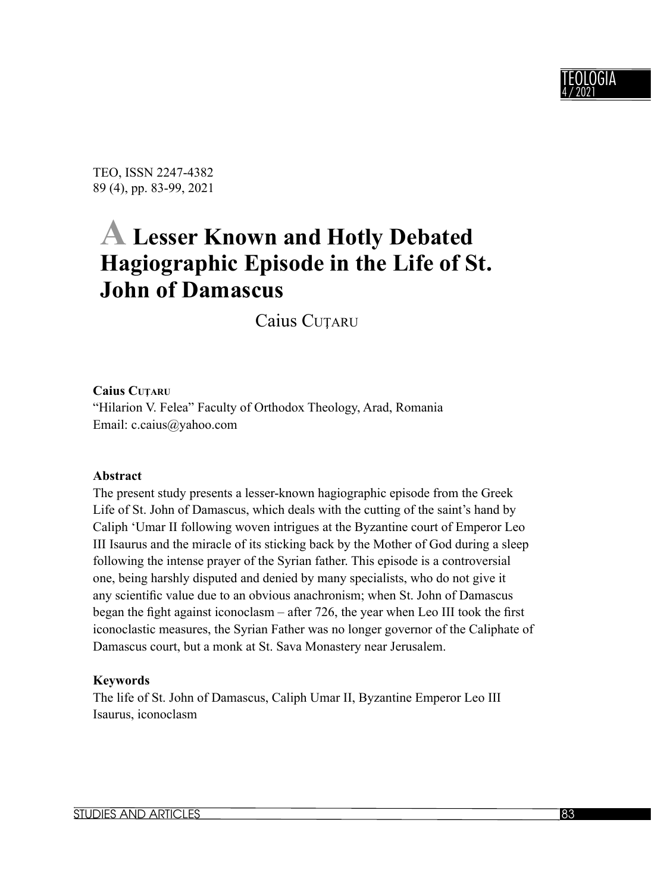TEO, ISSN 2247-4382
89 (4), pp. 83-99, 2021

# A Lesser Known and Hotly Debated Hagiographic Episode in the Life of St. John of Damascus

Caius Cuțaru

**Caius Cuțaru**
"Hilarion V. Felea" Faculty of Orthodox Theology, Arad, Romania
Email: c.caius@yahoo.com

**Abstract**

The present study presents a lesser-known hagiographic episode from the Greek Life of St. John of Damascus, which deals with the cutting of the saint's hand by Caliph 'Umar II following woven intrigues at the Byzantine court of Emperor Leo III Isaurus and the miracle of its sticking back by the Mother of God during a sleep following the intense prayer of the Syrian father. This episode is a controversial one, being harshly disputed and denied by many specialists, who do not give it any scientific value due to an obvious anachronism; when St. John of Damascus began the fight against iconoclasm – after 726, the year when Leo III took the first iconoclastic measures, the Syrian Father was no longer governor of the Caliphate of Damascus court, but a monk at St. Sava Monastery near Jerusalem.

**Keywords**

The life of St. John of Damascus, Caliph Umar II, Byzantine Emperor Leo III Isaurus, iconoclasm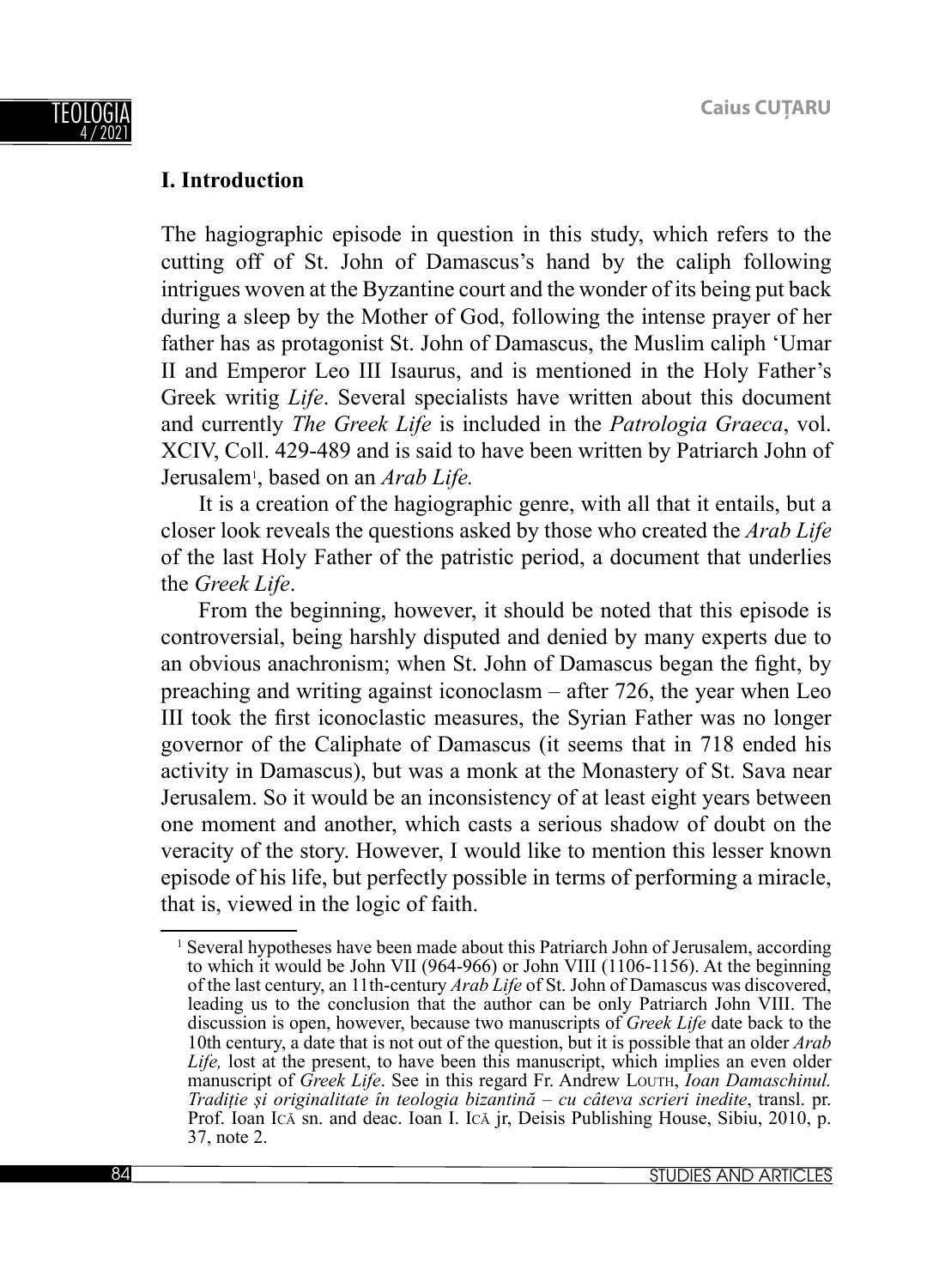## I. Introduction

The hagiographic episode in question in this study, which refers to the cutting off of St. John of Damascus's hand by the caliph following intrigues woven at the Byzantine court and the wonder of its being put back during a sleep by the Mother of God, following the intense prayer of her father has as protagonist St. John of Damascus, the Muslim caliph 'Umar II and Emperor Leo III Isaurus, and is mentioned in the Holy Father's Greek writig *Life*. Several specialists have written about this document and currently *The Greek Life* is included in the *Patrologia Graeca*, vol. XCIV, Coll. 429-489 and is said to have been written by Patriarch John of Jerusalem[1], based on an *Arab Life.*

It is a creation of the hagiographic genre, with all that it entails, but a closer look reveals the questions asked by those who created the *Arab Life* of the last Holy Father of the patristic period, a document that underlies the *Greek Life*.

From the beginning, however, it should be noted that this episode is controversial, being harshly disputed and denied by many experts due to an obvious anachronism; when St. John of Damascus began the fight, by preaching and writing against iconoclasm – after 726, the year when Leo III took the first iconoclastic measures, the Syrian Father was no longer governor of the Caliphate of Damascus (it seems that in 718 ended his activity in Damascus), but was a monk at the Monastery of St. Sava near Jerusalem. So it would be an inconsistency of at least eight years between one moment and another, which casts a serious shadow of doubt on the veracity of the story. However, I would like to mention this lesser known episode of his life, but perfectly possible in terms of performing a miracle, that is, viewed in the logic of faith.

[1] Several hypotheses have been made about this Patriarch John of Jerusalem, according to which it would be John VII (964-966) or John VIII (1106-1156). At the beginning of the last century, an 11th-century *Arab Life* of St. John of Damascus was discovered, leading us to the conclusion that the author can be only Patriarch John VIII. The discussion is open, however, because two manuscripts of *Greek Life* date back to the 10th century, a date that is not out of the question, but it is possible that an older *Arab Life,* lost at the present, to have been this manuscript, which implies an even older manuscript of *Greek Life*. See in this regard Fr. Andrew Louth, *Ioan Damaschinul. Tradiție și originalitate în teologia bizantină – cu câteva scrieri inedite*, transl. pr. Prof. Ioan Ică sn. and deac. Ioan I. Ică jr, Deisis Publishing House, Sibiu, 2010, p. 37, note 2.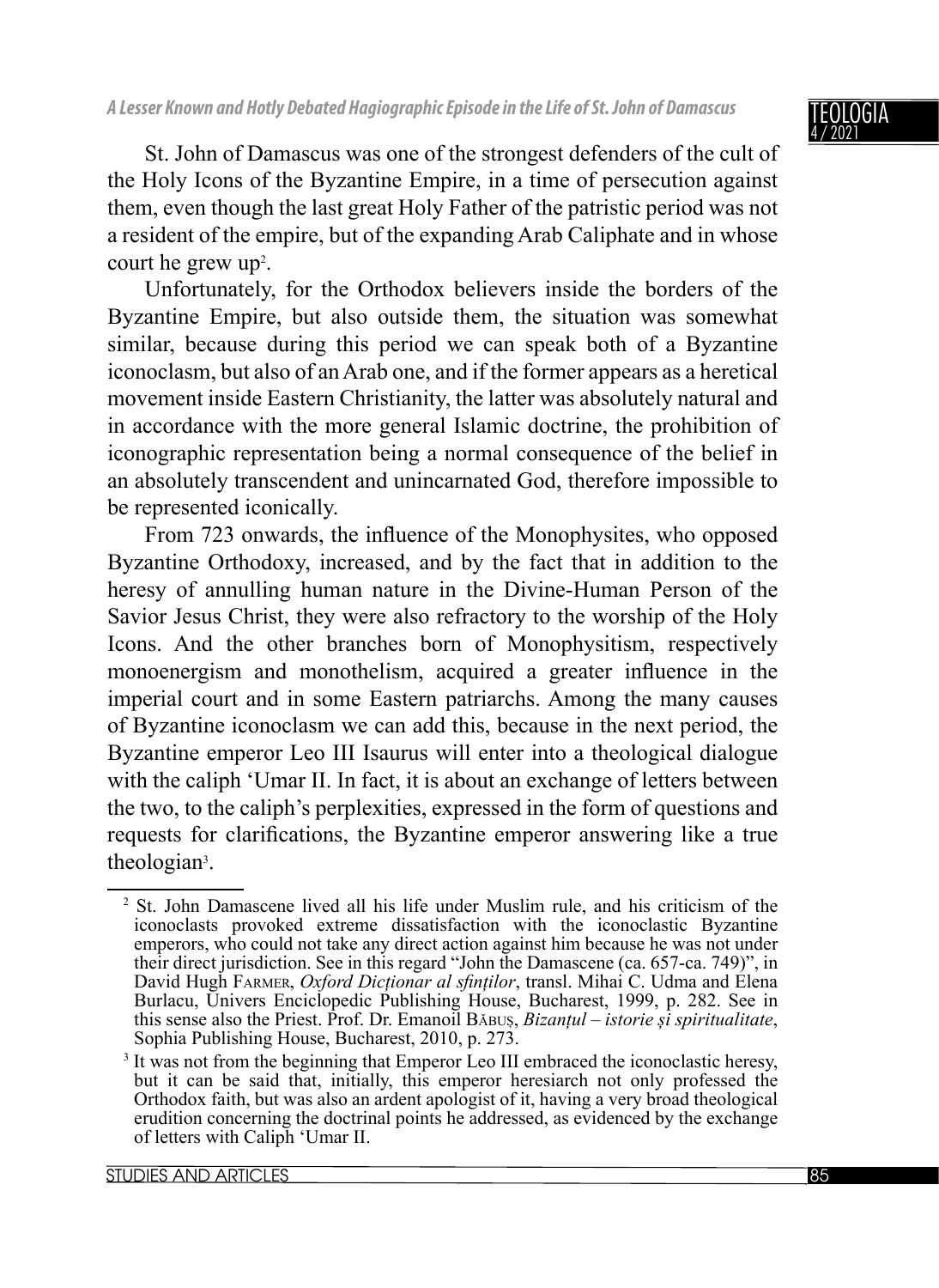St. John of Damascus was one of the strongest defenders of the cult of the Holy Icons of the Byzantine Empire, in a time of persecution against them, even though the last great Holy Father of the patristic period was not a resident of the empire, but of the expanding Arab Caliphate and in whose court he grew up[2].

Unfortunately, for the Orthodox believers inside the borders of the Byzantine Empire, but also outside them, the situation was somewhat similar, because during this period we can speak both of a Byzantine iconoclasm, but also of an Arab one, and if the former appears as a heretical movement inside Eastern Christianity, the latter was absolutely natural and in accordance with the more general Islamic doctrine, the prohibition of iconographic representation being a normal consequence of the belief in an absolutely transcendent and unincarnated God, therefore impossible to be represented iconically.

From 723 onwards, the influence of the Monophysites, who opposed Byzantine Orthodoxy, increased, and by the fact that in addition to the heresy of annulling human nature in the Divine-Human Person of the Savior Jesus Christ, they were also refractory to the worship of the Holy Icons. And the other branches born of Monophysitism, respectively monoenergism and monothelism, acquired a greater influence in the imperial court and in some Eastern patriarchs. Among the many causes of Byzantine iconoclasm we can add this, because in the next period, the Byzantine emperor Leo III Isaurus will enter into a theological dialogue with the caliph 'Umar II. In fact, it is about an exchange of letters between the two, to the caliph's perplexities, expressed in the form of questions and requests for clarifications, the Byzantine emperor answering like a true theologian[3].

---

[2] St. John Damascene lived all his life under Muslim rule, and his criticism of the iconoclasts provoked extreme dissatisfaction with the iconoclastic Byzantine emperors, who could not take any direct action against him because he was not under their direct jurisdiction. See in this regard "John the Damascene (ca. 657-ca. 749)", in David Hugh Farmer, *Oxford Dicționar al sfinților*, transl. Mihai C. Udma and Elena Burlacu, Univers Enciclopedic Publishing House, Bucharest, 1999, p. 282. See in this sense also the Priest. Prof. Dr. Emanoil Băbuș, *Bizanțul – istorie și spiritualitate*, Sophia Publishing House, Bucharest, 2010, p. 273.

[3] It was not from the beginning that Emperor Leo III embraced the iconoclastic heresy, but it can be said that, initially, this emperor heresiarch not only professed the Orthodox faith, but was also an ardent apologist of it, having a very broad theological erudition concerning the doctrinal points he addressed, as evidenced by the exchange of letters with Caliph 'Umar II.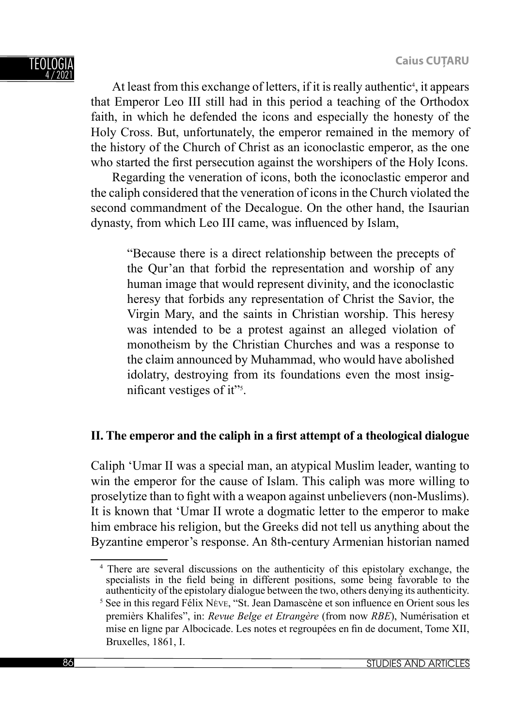At least from this exchange of letters, if it is really authentic[4], it appears that Emperor Leo III still had in this period a teaching of the Orthodox faith, in which he defended the icons and especially the honesty of the Holy Cross. But, unfortunately, the emperor remained in the memory of the history of the Church of Christ as an iconoclastic emperor, as the one who started the first persecution against the worshipers of the Holy Icons.

Regarding the veneration of icons, both the iconoclastic emperor and the caliph considered that the veneration of icons in the Church violated the second commandment of the Decalogue. On the other hand, the Isaurian dynasty, from which Leo III came, was influenced by Islam,

> "Because there is a direct relationship between the precepts of the Qur'an that forbid the representation and worship of any human image that would represent divinity, and the iconoclastic heresy that forbids any representation of Christ the Savior, the Virgin Mary, and the saints in Christian worship. This heresy was intended to be a protest against an alleged violation of monotheism by the Christian Churches and was a response to the claim announced by Muhammad, who would have abolished idolatry, destroying from its foundations even the most insignificant vestiges of it"[5].

## II. The emperor and the caliph in a first attempt of a theological dialogue

Caliph 'Umar II was a special man, an atypical Muslim leader, wanting to win the emperor for the cause of Islam. This caliph was more willing to proselytize than to fight with a weapon against unbelievers (non-Muslims). It is known that 'Umar II wrote a dogmatic letter to the emperor to make him embrace his religion, but the Greeks did not tell us anything about the Byzantine emperor's response. An 8th-century Armenian historian named

---

[4] There are several discussions on the authenticity of this epistolary exchange, the specialists in the field being in different positions, some being favorable to the authenticity of the epistolary dialogue between the two, others denying its authenticity.

[5] See in this regard Félix NÈVE, "St. Jean Damascène et son influence en Orient sous les premièrs Khalifes", in: *Revue Belge et Etrangère* (from now *RBE*), Numérisation et mise en ligne par Albocicade. Les notes et regroupées en fin de document, Tome XII, Bruxelles, 1861, I.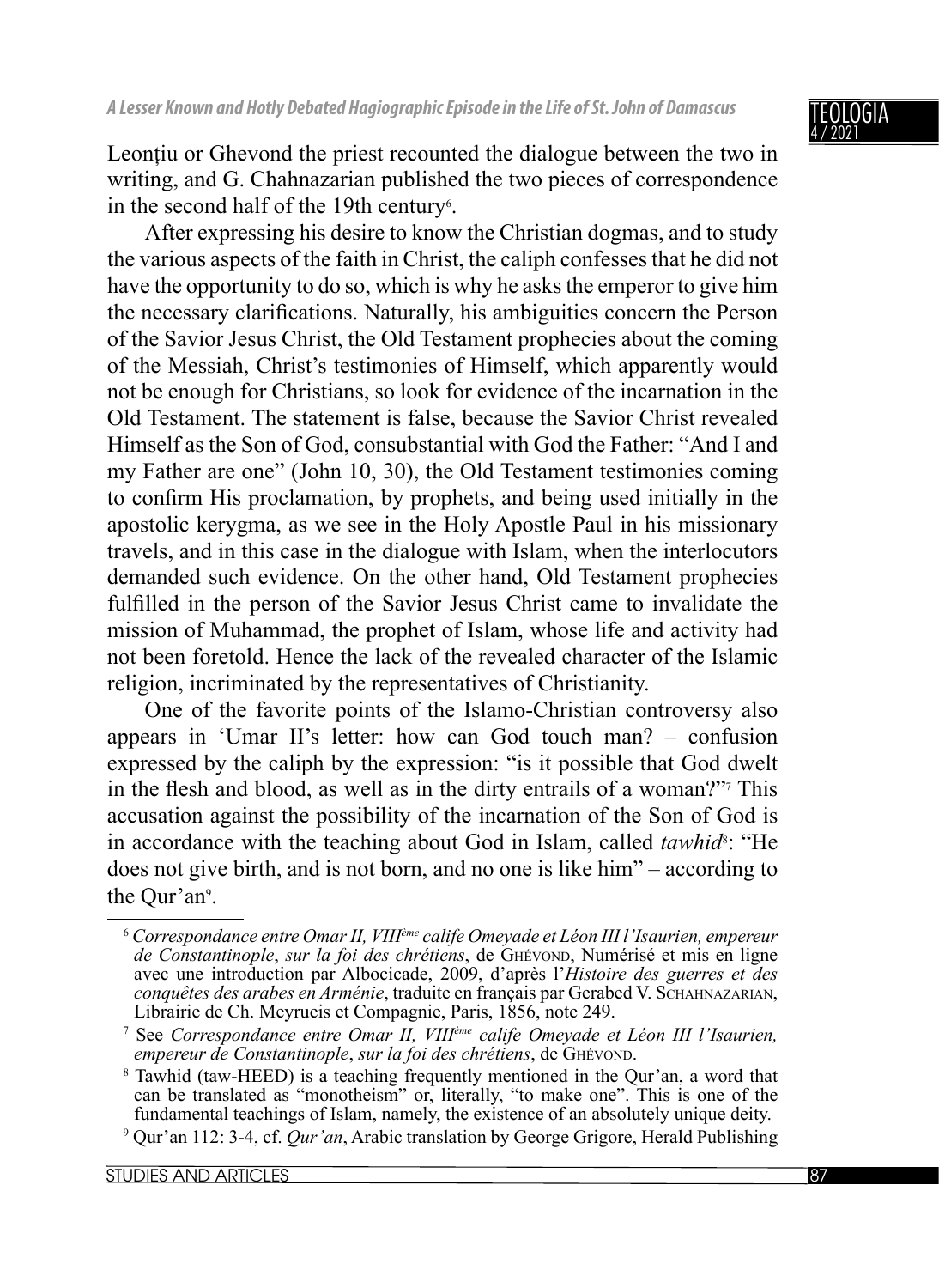Leonțiu or Ghevond the priest recounted the dialogue between the two in writing, and G. Chahnazarian published the two pieces of correspondence in the second half of the 19th century[6].

After expressing his desire to know the Christian dogmas, and to study the various aspects of the faith in Christ, the caliph confesses that he did not have the opportunity to do so, which is why he asks the emperor to give him the necessary clarifications. Naturally, his ambiguities concern the Person of the Savior Jesus Christ, the Old Testament prophecies about the coming of the Messiah, Christ's testimonies of Himself, which apparently would not be enough for Christians, so look for evidence of the incarnation in the Old Testament. The statement is false, because the Savior Christ revealed Himself as the Son of God, consubstantial with God the Father: "And I and my Father are one" (John 10, 30), the Old Testament testimonies coming to confirm His proclamation, by prophets, and being used initially in the apostolic kerygma, as we see in the Holy Apostle Paul in his missionary travels, and in this case in the dialogue with Islam, when the interlocutors demanded such evidence. On the other hand, Old Testament prophecies fulfilled in the person of the Savior Jesus Christ came to invalidate the mission of Muhammad, the prophet of Islam, whose life and activity had not been foretold. Hence the lack of the revealed character of the Islamic religion, incriminated by the representatives of Christianity.

One of the favorite points of the Islamo-Christian controversy also appears in 'Umar II's letter: how can God touch man? – confusion expressed by the caliph by the expression: "is it possible that God dwelt in the flesh and blood, as well as in the dirty entrails of a woman?"[7] This accusation against the possibility of the incarnation of the Son of God is in accordance with the teaching about God in Islam, called *tawhid*[8]: "He does not give birth, and is not born, and no one is like him" – according to the Qur'an[9].

---

[6] *Correspondance entre Omar II, VIIIème calife Omeyade et Léon III l'Isaurien, empereur de Constantinople*, *sur la foi des chrétiens*, de Ghévond, Numérisé et mis en ligne avec une introduction par Albocicade, 2009, d'après l'*Histoire des guerres et des conquêtes des arabes en Arménie*, traduite en français par Gerabed V. Schahnazarian, Librairie de Ch. Meyrueis et Compagnie, Paris, 1856, note 249.

[7] See *Correspondance entre Omar II, VIIIème calife Omeyade et Léon III l'Isaurien, empereur de Constantinople*, *sur la foi des chrétiens*, de Ghévond.

[8] Tawhid (taw-HEED) is a teaching frequently mentioned in the Qur'an, a word that can be translated as "monotheism" or, literally, "to make one". This is one of the fundamental teachings of Islam, namely, the existence of an absolutely unique deity.

[9] Qur'an 112: 3-4, cf. *Qur'an*, Arabic translation by George Grigore, Herald Publishing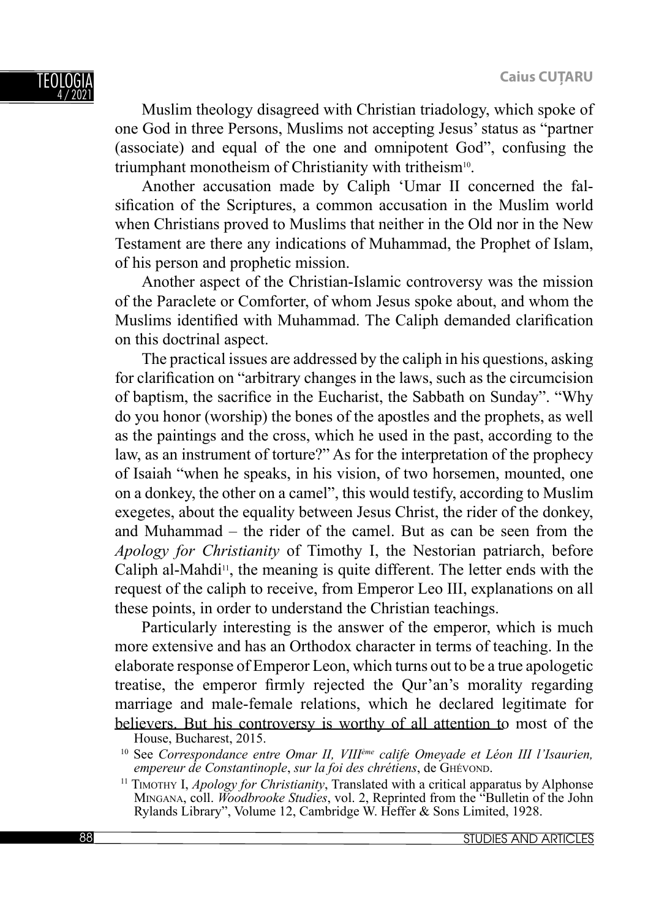Muslim theology disagreed with Christian triadology, which spoke of one God in three Persons, Muslims not accepting Jesus' status as "partner (associate) and equal of the one and omnipotent God", confusing the triumphant monotheism of Christianity with tritheism[10].

Another accusation made by Caliph 'Umar II concerned the falsification of the Scriptures, a common accusation in the Muslim world when Christians proved to Muslims that neither in the Old nor in the New Testament are there any indications of Muhammad, the Prophet of Islam, of his person and prophetic mission.

Another aspect of the Christian-Islamic controversy was the mission of the Paraclete or Comforter, of whom Jesus spoke about, and whom the Muslims identified with Muhammad. The Caliph demanded clarification on this doctrinal aspect.

The practical issues are addressed by the caliph in his questions, asking for clarification on "arbitrary changes in the laws, such as the circumcision of baptism, the sacrifice in the Eucharist, the Sabbath on Sunday". "Why do you honor (worship) the bones of the apostles and the prophets, as well as the paintings and the cross, which he used in the past, according to the law, as an instrument of torture?" As for the interpretation of the prophecy of Isaiah "when he speaks, in his vision, of two horsemen, mounted, one on a donkey, the other on a camel", this would testify, according to Muslim exegetes, about the equality between Jesus Christ, the rider of the donkey, and Muhammad – the rider of the camel. But as can be seen from the *Apology for Christianity* of Timothy I, the Nestorian patriarch, before Caliph al-Mahdi[11], the meaning is quite different. The letter ends with the request of the caliph to receive, from Emperor Leo III, explanations on all these points, in order to understand the Christian teachings.

Particularly interesting is the answer of the emperor, which is much more extensive and has an Orthodox character in terms of teaching. In the elaborate response of Emperor Leon, which turns out to be a true apologetic treatise, the emperor firmly rejected the Qur'an's morality regarding marriage and male-female relations, which he declared legitimate for believers. But his controversy is worthy of all attention to most of the

House, Bucharest, 2015.

[10] See *Correspondance entre Omar II, VIIIème calife Omeyade et Léon III l'Isaurien, empereur de Constantinople*, *sur la foi des chrétiens*, de Ghévond.

[11] Timothy I, *Apology for Christianity*, Translated with a critical apparatus by Alphonse Mingana, coll. *Woodbrooke Studies*, vol. 2, Reprinted from the "Bulletin of the John Rylands Library", Volume 12, Cambridge W. Heffer & Sons Limited, 1928.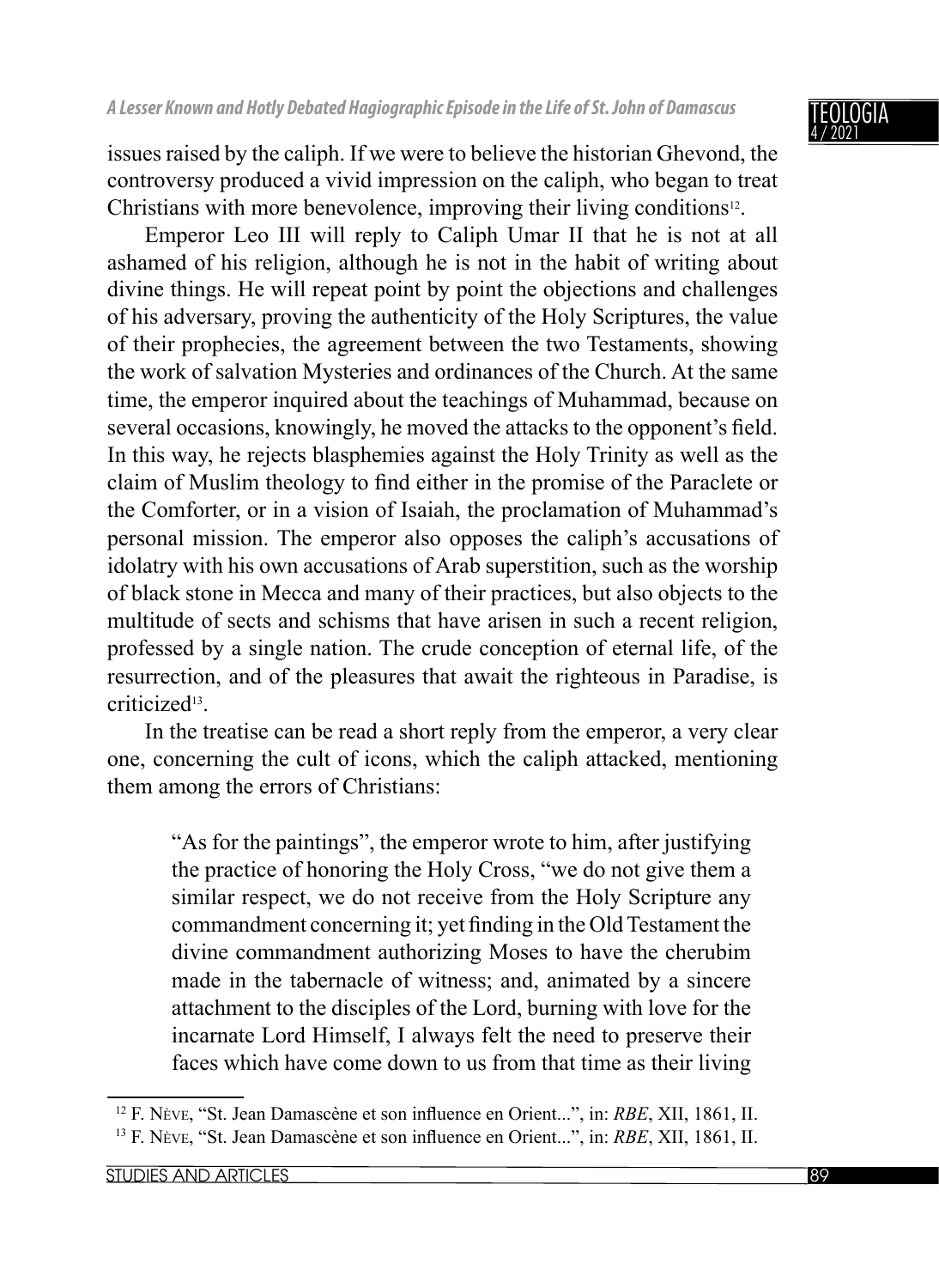issues raised by the caliph. If we were to believe the historian Ghevond, the controversy produced a vivid impression on the caliph, who began to treat Christians with more benevolence, improving their living conditions[12].

Emperor Leo III will reply to Caliph Umar II that he is not at all ashamed of his religion, although he is not in the habit of writing about divine things. He will repeat point by point the objections and challenges of his adversary, proving the authenticity of the Holy Scriptures, the value of their prophecies, the agreement between the two Testaments, showing the work of salvation Mysteries and ordinances of the Church. At the same time, the emperor inquired about the teachings of Muhammad, because on several occasions, knowingly, he moved the attacks to the opponent's field. In this way, he rejects blasphemies against the Holy Trinity as well as the claim of Muslim theology to find either in the promise of the Paraclete or the Comforter, or in a vision of Isaiah, the proclamation of Muhammad's personal mission. The emperor also opposes the caliph's accusations of idolatry with his own accusations of Arab superstition, such as the worship of black stone in Mecca and many of their practices, but also objects to the multitude of sects and schisms that have arisen in such a recent religion, professed by a single nation. The crude conception of eternal life, of the resurrection, and of the pleasures that await the righteous in Paradise, is criticized[13].

In the treatise can be read a short reply from the emperor, a very clear one, concerning the cult of icons, which the caliph attacked, mentioning them among the errors of Christians:

> "As for the paintings", the emperor wrote to him, after justifying the practice of honoring the Holy Cross, "we do not give them a similar respect, we do not receive from the Holy Scripture any commandment concerning it; yet finding in the Old Testament the divine commandment authorizing Moses to have the cherubim made in the tabernacle of witness; and, animated by a sincere attachment to the disciples of the Lord, burning with love for the incarnate Lord Himself, I always felt the need to preserve their faces which have come down to us from that time as their living

---

[12] F. Nève, "St. Jean Damascène et son influence en Orient...", in: *RBE*, XII, 1861, II.

[13] F. Nève, "St. Jean Damascène et son influence en Orient...", in: *RBE*, XII, 1861, II.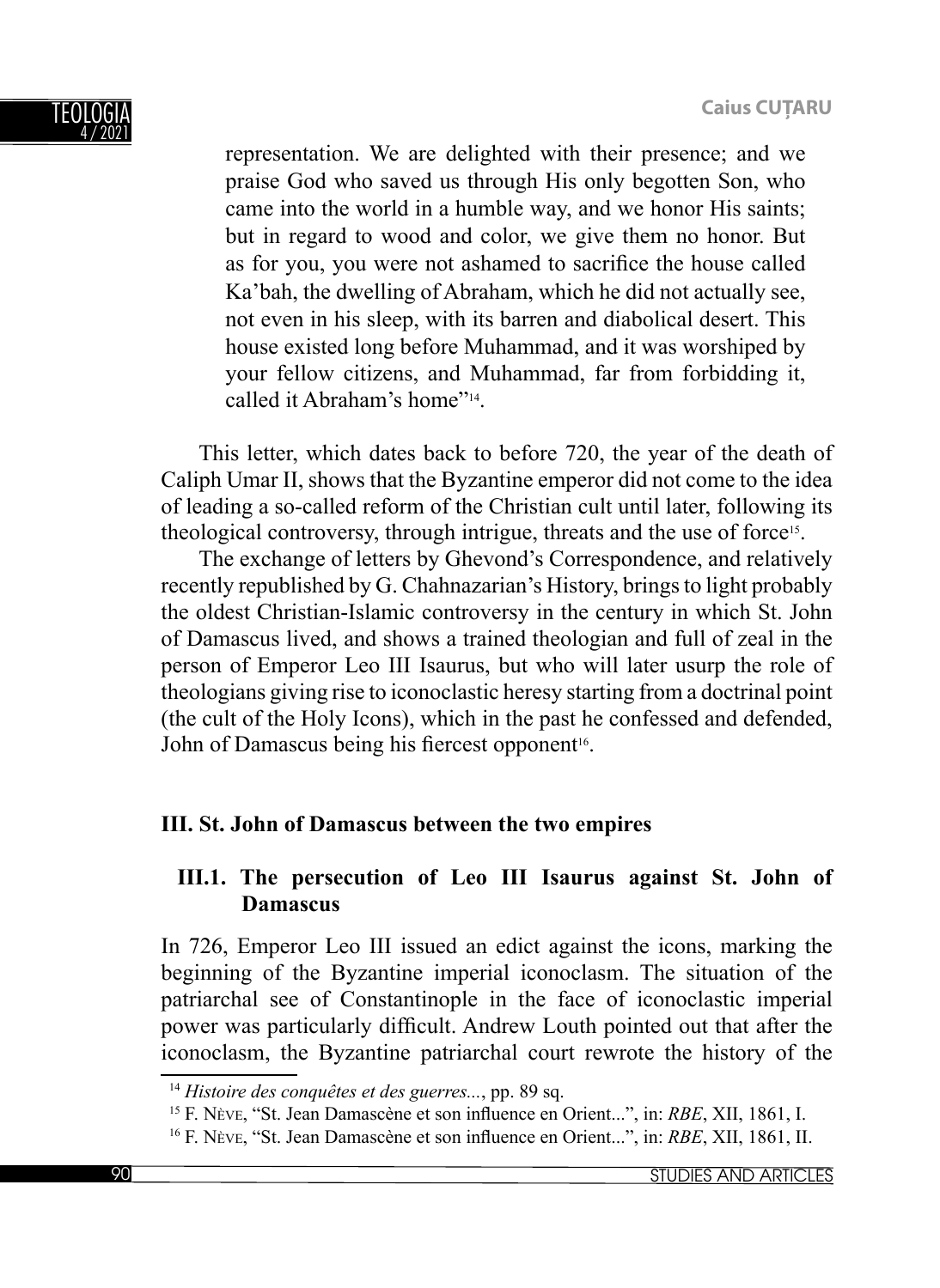> representation. We are delighted with their presence; and we praise God who saved us through His only begotten Son, who came into the world in a humble way, and we honor His saints; but in regard to wood and color, we give them no honor. But as for you, you were not ashamed to sacrifice the house called Ka'bah, the dwelling of Abraham, which he did not actually see, not even in his sleep, with its barren and diabolical desert. This house existed long before Muhammad, and it was worshiped by your fellow citizens, and Muhammad, far from forbidding it, called it Abraham's home"[14].

This letter, which dates back to before 720, the year of the death of Caliph Umar II, shows that the Byzantine emperor did not come to the idea of leading a so-called reform of the Christian cult until later, following its theological controversy, through intrigue, threats and the use of force[15].

The exchange of letters by Ghevond's Correspondence, and relatively recently republished by G. Chahnazarian's History, brings to light probably the oldest Christian-Islamic controversy in the century in which St. John of Damascus lived, and shows a trained theologian and full of zeal in the person of Emperor Leo III Isaurus, but who will later usurp the role of theologians giving rise to iconoclastic heresy starting from a doctrinal point (the cult of the Holy Icons), which in the past he confessed and defended, John of Damascus being his fiercest opponent[16].

## III. St. John of Damascus between the two empires

### III.1. The persecution of Leo III Isaurus against St. John of Damascus

In 726, Emperor Leo III issued an edict against the icons, marking the beginning of the Byzantine imperial iconoclasm. The situation of the patriarchal see of Constantinople in the face of iconoclastic imperial power was particularly difficult. Andrew Louth pointed out that after the iconoclasm, the Byzantine patriarchal court rewrote the history of the

---

[14] *Histoire des conquêtes et des guerres...*, pp. 89 sq.

[15] F. Nève, "St. Jean Damascène et son influence en Orient...", in: *RBE*, XII, 1861, I.

[16] F. Nève, "St. Jean Damascène et son influence en Orient...", in: *RBE*, XII, 1861, II.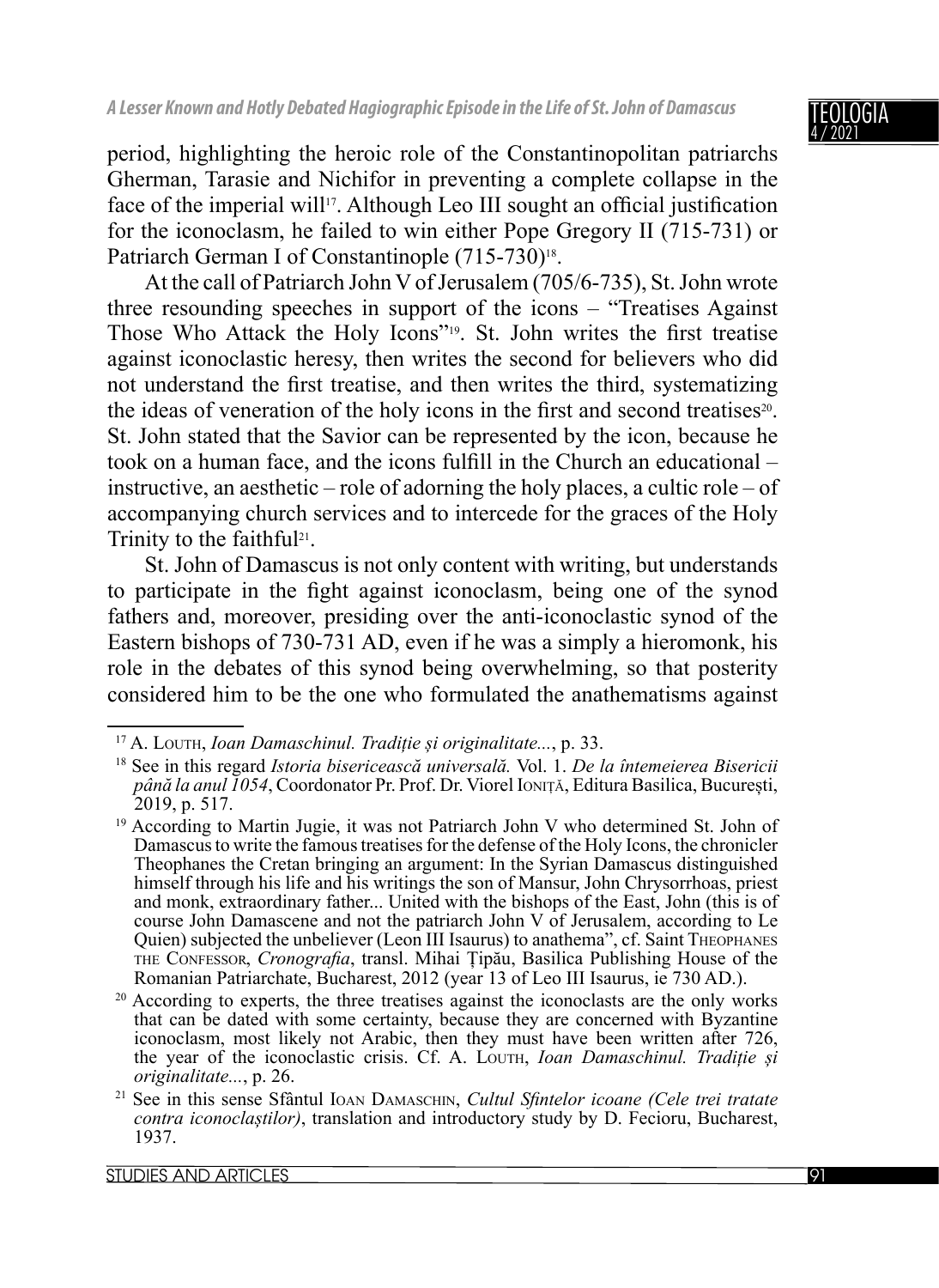period, highlighting the heroic role of the Constantinopolitan patriarchs Gherman, Tarasie and Nichifor in preventing a complete collapse in the face of the imperial will[17]. Although Leo III sought an official justification for the iconoclasm, he failed to win either Pope Gregory II (715-731) or Patriarch German I of Constantinople (715-730)[18].

At the call of Patriarch John V of Jerusalem (705/6-735), St. John wrote three resounding speeches in support of the icons – "Treatises Against Those Who Attack the Holy Icons"[19]. St. John writes the first treatise against iconoclastic heresy, then writes the second for believers who did not understand the first treatise, and then writes the third, systematizing the ideas of veneration of the holy icons in the first and second treatises[20]. St. John stated that the Savior can be represented by the icon, because he took on a human face, and the icons fulfill in the Church an educational – instructive, an aesthetic – role of adorning the holy places, a cultic role – of accompanying church services and to intercede for the graces of the Holy Trinity to the faithful[21].

St. John of Damascus is not only content with writing, but understands to participate in the fight against iconoclasm, being one of the synod fathers and, moreover, presiding over the anti-iconoclastic synod of the Eastern bishops of 730-731 AD, even if he was a simply a hieromonk, his role in the debates of this synod being overwhelming, so that posterity considered him to be the one who formulated the anathematisms against

---

[17] A. Louth, *Ioan Damaschinul. Tradiție și originalitate...*, p. 33.

[18] See in this regard *Istoria bisericească universală.* Vol. 1. *De la întemeierea Bisericii până la anul 1054*, Coordonator Pr. Prof. Dr. Viorel Ioniță, Editura Basilica, București, 2019, p. 517.

[19] According to Martin Jugie, it was not Patriarch John V who determined St. John of Damascus to write the famous treatises for the defense of the Holy Icons, the chronicler Theophanes the Cretan bringing an argument: In the Syrian Damascus distinguished himself through his life and his writings the son of Mansur, John Chrysorrhoas, priest and monk, extraordinary father... United with the bishops of the East, John (this is of course John Damascene and not the patriarch John V of Jerusalem, according to Le Quien) subjected the unbeliever (Leon III Isaurus) to anathema", cf. Saint Theophanes the Confessor, *Cronografia*, transl. Mihai Țipău, Basilica Publishing House of the Romanian Patriarchate, Bucharest, 2012 (year 13 of Leo III Isaurus, ie 730 AD.).

[20] According to experts, the three treatises against the iconoclasts are the only works that can be dated with some certainty, because they are concerned with Byzantine iconoclasm, most likely not Arabic, then they must have been written after 726, the year of the iconoclastic crisis. Cf. A. Louth, *Ioan Damaschinul. Tradiție și originalitate...*, p. 26.

[21] See in this sense Sfântul Ioan Damaschin, *Cultul Sfintelor icoane (Cele trei tratate contra iconoclaștilor)*, translation and introductory study by D. Fecioru, Bucharest, 1937.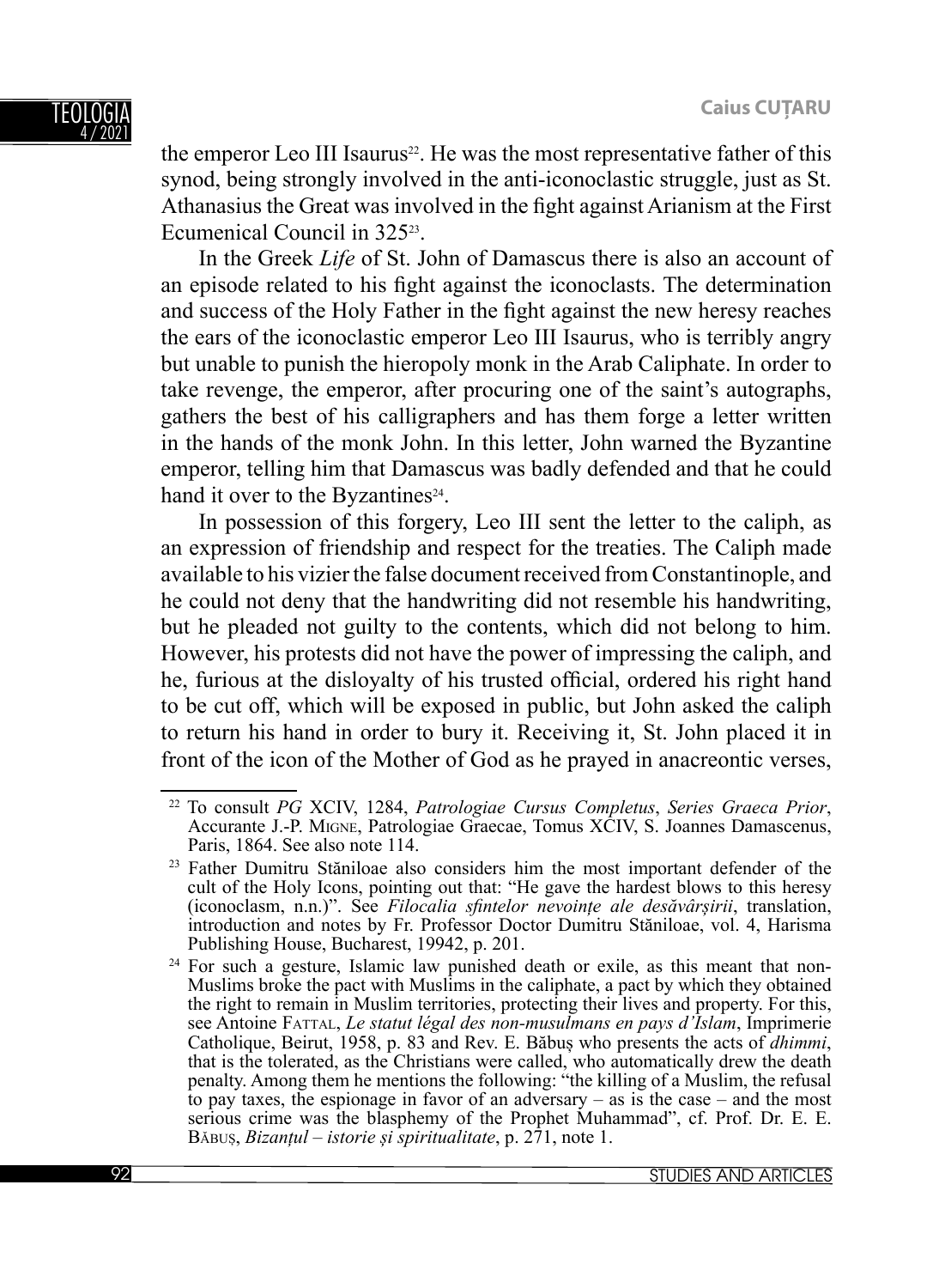the emperor Leo III Isaurus[22]. He was the most representative father of this synod, being strongly involved in the anti-iconoclastic struggle, just as St. Athanasius the Great was involved in the fight against Arianism at the First Ecumenical Council in 325[23].

In the Greek *Life* of St. John of Damascus there is also an account of an episode related to his fight against the iconoclasts. The determination and success of the Holy Father in the fight against the new heresy reaches the ears of the iconoclastic emperor Leo III Isaurus, who is terribly angry but unable to punish the hieropoly monk in the Arab Caliphate. In order to take revenge, the emperor, after procuring one of the saint's autographs, gathers the best of his calligraphers and has them forge a letter written in the hands of the monk John. In this letter, John warned the Byzantine emperor, telling him that Damascus was badly defended and that he could hand it over to the Byzantines[24].

In possession of this forgery, Leo III sent the letter to the caliph, as an expression of friendship and respect for the treaties. The Caliph made available to his vizier the false document received from Constantinople, and he could not deny that the handwriting did not resemble his handwriting, but he pleaded not guilty to the contents, which did not belong to him. However, his protests did not have the power of impressing the caliph, and he, furious at the disloyalty of his trusted official, ordered his right hand to be cut off, which will be exposed in public, but John asked the caliph to return his hand in order to bury it. Receiving it, St. John placed it in front of the icon of the Mother of God as he prayed in anacreontic verses,

---

[22] To consult *PG* XCIV, 1284, *Patrologiae Cursus Completus*, *Series Graeca Prior*, Accurante J.-P. Migne, Patrologiae Graecae, Tomus XCIV, S. Joannes Damascenus, Paris, 1864. See also note 114.

[23] Father Dumitru Stăniloae also considers him the most important defender of the cult of the Holy Icons, pointing out that: "He gave the hardest blows to this heresy (iconoclasm, n.n.)". See *Filocalia sfintelor nevoințe ale desăvârșirii*, translation, introduction and notes by Fr. Professor Doctor Dumitru Stăniloae, vol. 4, Harisma Publishing House, Bucharest, 19942, p. 201.

[24] For such a gesture, Islamic law punished death or exile, as this meant that non-Muslims broke the pact with Muslims in the caliphate, a pact by which they obtained the right to remain in Muslim territories, protecting their lives and property. For this, see Antoine Fattal, *Le statut légal des non-musulmans en pays d'Islam*, Imprimerie Catholique, Beirut, 1958, p. 83 and Rev. E. Băbuș who presents the acts of *dhimmi*, that is the tolerated, as the Christians were called, who automatically drew the death penalty. Among them he mentions the following: "the killing of a Muslim, the refusal to pay taxes, the espionage in favor of an adversary – as is the case – and the most serious crime was the blasphemy of the Prophet Muhammad", cf. Prof. Dr. E. E. Băbuș, *Bizanțul – istorie și spiritualitate*, p. 271, note 1.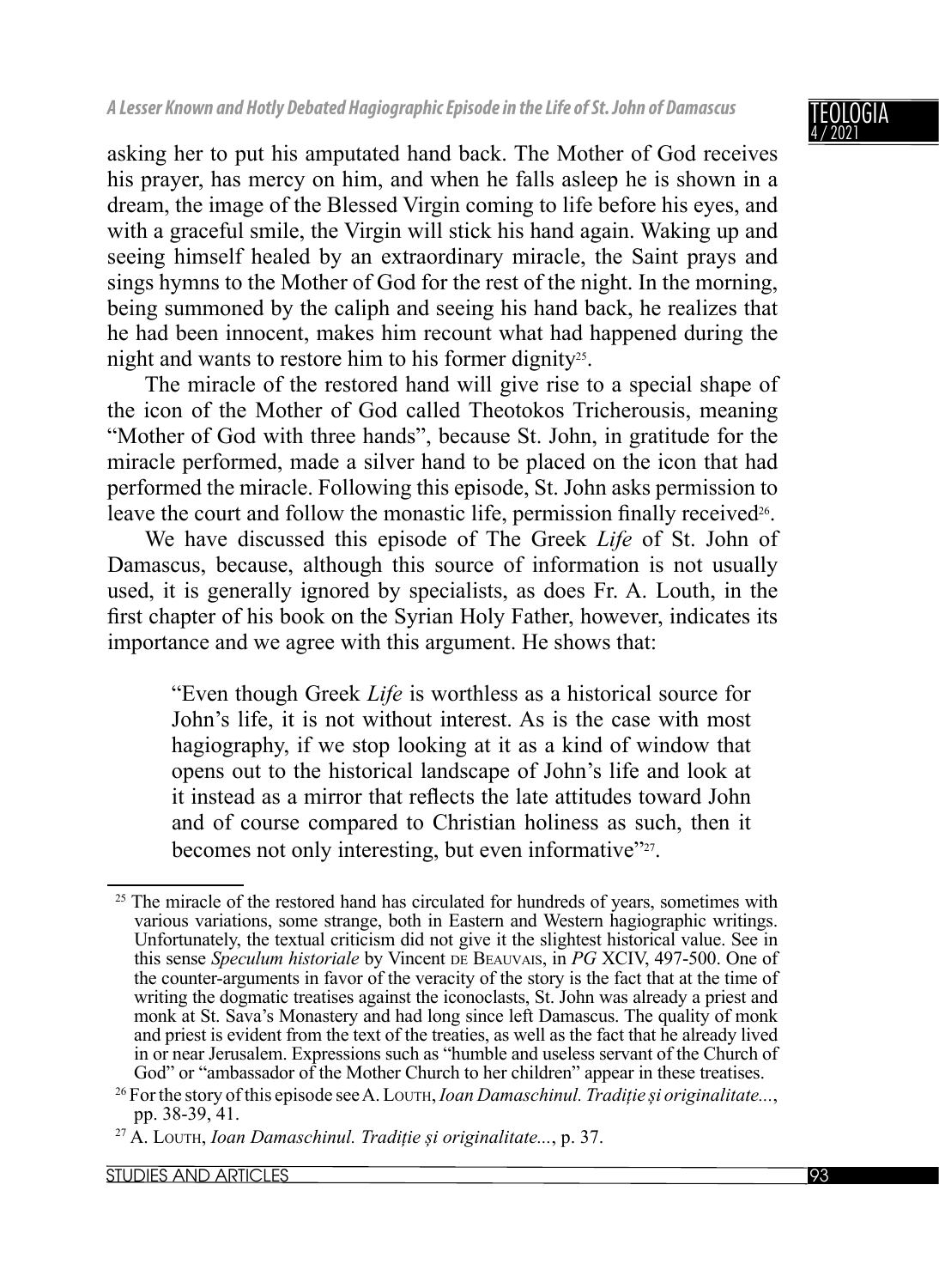asking her to put his amputated hand back. The Mother of God receives his prayer, has mercy on him, and when he falls asleep he is shown in a dream, the image of the Blessed Virgin coming to life before his eyes, and with a graceful smile, the Virgin will stick his hand again. Waking up and seeing himself healed by an extraordinary miracle, the Saint prays and sings hymns to the Mother of God for the rest of the night. In the morning, being summoned by the caliph and seeing his hand back, he realizes that he had been innocent, makes him recount what had happened during the night and wants to restore him to his former dignity[25].

The miracle of the restored hand will give rise to a special shape of the icon of the Mother of God called Theotokos Tricherousis, meaning "Mother of God with three hands", because St. John, in gratitude for the miracle performed, made a silver hand to be placed on the icon that had performed the miracle. Following this episode, St. John asks permission to leave the court and follow the monastic life, permission finally received[26].

We have discussed this episode of The Greek *Life* of St. John of Damascus, because, although this source of information is not usually used, it is generally ignored by specialists, as does Fr. A. Louth, in the first chapter of his book on the Syrian Holy Father, however, indicates its importance and we agree with this argument. He shows that:

> "Even though Greek *Life* is worthless as a historical source for John's life, it is not without interest. As is the case with most hagiography, if we stop looking at it as a kind of window that opens out to the historical landscape of John's life and look at it instead as a mirror that reflects the late attitudes toward John and of course compared to Christian holiness as such, then it becomes not only interesting, but even informative"[27].

---

[25] The miracle of the restored hand has circulated for hundreds of years, sometimes with various variations, some strange, both in Eastern and Western hagiographic writings. Unfortunately, the textual criticism did not give it the slightest historical value. See in this sense *Speculum historiale* by Vincent de Beauvais, in *PG* XCIV, 497-500. One of the counter-arguments in favor of the veracity of the story is the fact that at the time of writing the dogmatic treatises against the iconoclasts, St. John was already a priest and monk at St. Sava's Monastery and had long since left Damascus. The quality of monk and priest is evident from the text of the treaties, as well as the fact that he already lived in or near Jerusalem. Expressions such as "humble and useless servant of the Church of God" or "ambassador of the Mother Church to her children" appear in these treatises.

[26] For the story of this episode see A. Louth, *Ioan Damaschinul. Tradiție și originalitate...*, pp. 38-39, 41.

[27] A. Louth, *Ioan Damaschinul. Tradiție și originalitate...*, p. 37.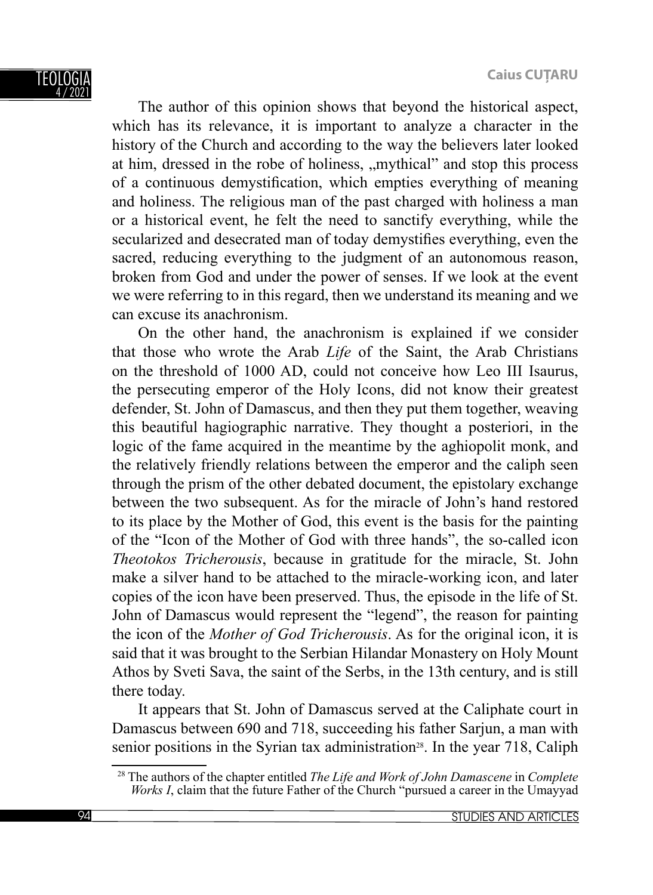The author of this opinion shows that beyond the historical aspect, which has its relevance, it is important to analyze a character in the history of the Church and according to the way the believers later looked at him, dressed in the robe of holiness, „mythical" and stop this process of a continuous demystification, which empties everything of meaning and holiness. The religious man of the past charged with holiness a man or a historical event, he felt the need to sanctify everything, while the secularized and desecrated man of today demystifies everything, even the sacred, reducing everything to the judgment of an autonomous reason, broken from God and under the power of senses. If we look at the event we were referring to in this regard, then we understand its meaning and we can excuse its anachronism.

On the other hand, the anachronism is explained if we consider that those who wrote the Arab *Life* of the Saint, the Arab Christians on the threshold of 1000 AD, could not conceive how Leo III Isaurus, the persecuting emperor of the Holy Icons, did not know their greatest defender, St. John of Damascus, and then they put them together, weaving this beautiful hagiographic narrative. They thought a posteriori, in the logic of the fame acquired in the meantime by the aghiopolit monk, and the relatively friendly relations between the emperor and the caliph seen through the prism of the other debated document, the epistolary exchange between the two subsequent. As for the miracle of John's hand restored to its place by the Mother of God, this event is the basis for the painting of the "Icon of the Mother of God with three hands", the so-called icon *Theotokos Tricherousis*, because in gratitude for the miracle, St. John make a silver hand to be attached to the miracle-working icon, and later copies of the icon have been preserved. Thus, the episode in the life of St. John of Damascus would represent the "legend", the reason for painting the icon of the *Mother of God Tricherousis*. As for the original icon, it is said that it was brought to the Serbian Hilandar Monastery on Holy Mount Athos by Sveti Sava, the saint of the Serbs, in the 13th century, and is still there today.

It appears that St. John of Damascus served at the Caliphate court in Damascus between 690 and 718, succeeding his father Sarjun, a man with senior positions in the Syrian tax administration[28]. In the year 718, Caliph

[28] The authors of the chapter entitled *The Life and Work of John Damascene* in *Complete Works I*, claim that the future Father of the Church "pursued a career in the Umayyad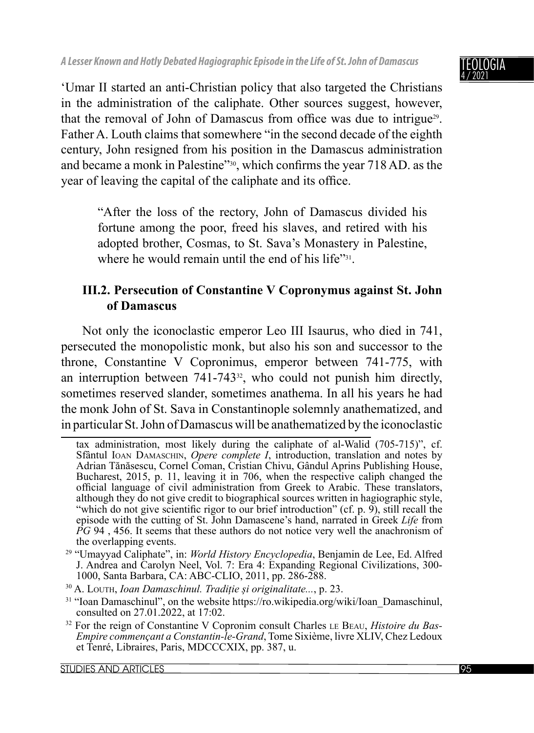'Umar II started an anti-Christian policy that also targeted the Christians in the administration of the caliphate. Other sources suggest, however, that the removal of John of Damascus from office was due to intrigue[29]. Father A. Louth claims that somewhere "in the second decade of the eighth century, John resigned from his position in the Damascus administration and became a monk in Palestine"[30], which confirms the year 718 AD. as the year of leaving the capital of the caliphate and its office.

> "After the loss of the rectory, John of Damascus divided his fortune among the poor, freed his slaves, and retired with his adopted brother, Cosmas, to St. Sava's Monastery in Palestine, where he would remain until the end of his life"[31].

### III.2. Persecution of Constantine V Copronymus against St. John of Damascus

Not only the iconoclastic emperor Leo III Isaurus, who died in 741, persecuted the monopolistic monk, but also his son and successor to the throne, Constantine V Copronimus, emperor between 741-775, with an interruption between 741-743[32], who could not punish him directly, sometimes reserved slander, sometimes anathema. In all his years he had the monk John of St. Sava in Constantinople solemnly anathematized, and in particular St. John of Damascus will be anathematized by the iconoclastic

---

tax administration, most likely during the caliphate of al-Walid (705-715)", cf. Sfântul Ioan Damaschin, *Opere complete I*, introduction, translation and notes by Adrian Tănăsescu, Cornel Coman, Cristian Chivu, Gândul Aprins Publishing House, Bucharest, 2015, p. 11, leaving it in 706, when the respective caliph changed the official language of civil administration from Greek to Arabic. These translators, although they do not give credit to biographical sources written in hagiographic style, "which do not give scientific rigor to our brief introduction" (cf. p. 9), still recall the episode with the cutting of St. John Damascene's hand, narrated in Greek *Life* from *PG* 94 , 456. It seems that these authors do not notice very well the anachronism of the overlapping events.

[29] "Umayyad Caliphate", in: *World History Encyclopedia*, Benjamin de Lee, Ed. Alfred J. Andrea and Carolyn Neel, Vol. 7: Era 4: Expanding Regional Civilizations, 300-1000, Santa Barbara, CA: ABC-CLIO, 2011, pp. 286-288.

[30] A. Louth, *Ioan Damaschinul. Tradiție și originalitate...*, p. 23.

[31] "Ioan Damaschinul", on the website https://ro.wikipedia.org/wiki/Ioan_Damaschinul, consulted on 27.01.2022, at 17:02.

[32] For the reign of Constantine V Copronim consult Charles le Beau, *Histoire du Bas-Empire commençant a Constantin-le-Grand*, Tome Sixième, livre XLIV, Chez Ledoux et Tenré, Libraires, Paris, MDCCCXIX, pp. 387, u.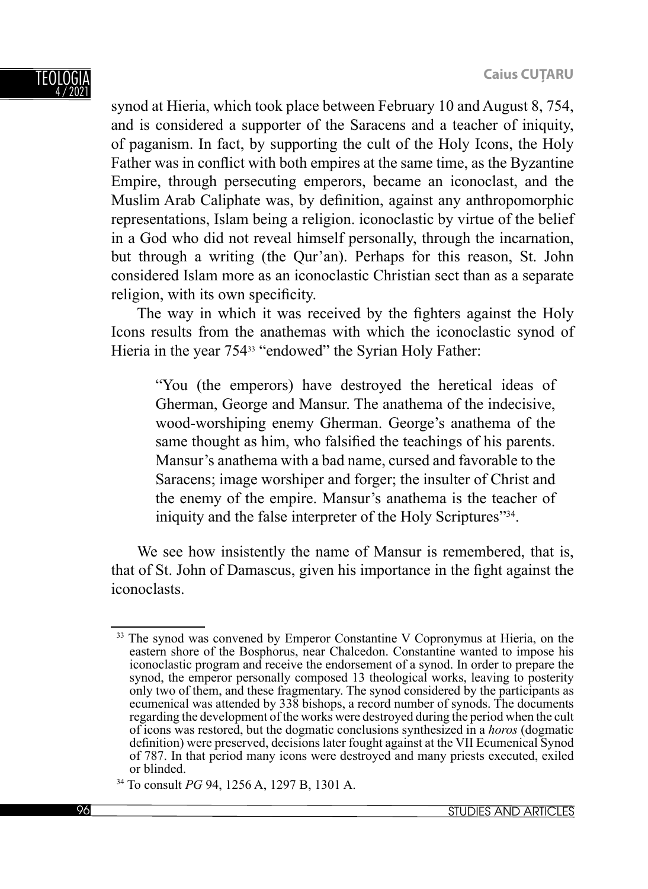synod at Hieria, which took place between February 10 and August 8, 754, and is considered a supporter of the Saracens and a teacher of iniquity, of paganism. In fact, by supporting the cult of the Holy Icons, the Holy Father was in conflict with both empires at the same time, as the Byzantine Empire, through persecuting emperors, became an iconoclast, and the Muslim Arab Caliphate was, by definition, against any anthropomorphic representations, Islam being a religion. iconoclastic by virtue of the belief in a God who did not reveal himself personally, through the incarnation, but through a writing (the Qur'an). Perhaps for this reason, St. John considered Islam more as an iconoclastic Christian sect than as a separate religion, with its own specificity.

The way in which it was received by the fighters against the Holy Icons results from the anathemas with which the iconoclastic synod of Hieria in the year 754[33] "endowed" the Syrian Holy Father:

> "You (the emperors) have destroyed the heretical ideas of Gherman, George and Mansur. The anathema of the indecisive, wood-worshiping enemy Gherman. George's anathema of the same thought as him, who falsified the teachings of his parents. Mansur's anathema with a bad name, cursed and favorable to the Saracens; image worshiper and forger; the insulter of Christ and the enemy of the empire. Mansur's anathema is the teacher of iniquity and the false interpreter of the Holy Scriptures"[34].

We see how insistently the name of Mansur is remembered, that is, that of St. John of Damascus, given his importance in the fight against the iconoclasts.

---

[33] The synod was convened by Emperor Constantine V Copronymus at Hieria, on the eastern shore of the Bosphorus, near Chalcedon. Constantine wanted to impose his iconoclastic program and receive the endorsement of a synod. In order to prepare the synod, the emperor personally composed 13 theological works, leaving to posterity only two of them, and these fragmentary. The synod considered by the participants as ecumenical was attended by 338 bishops, a record number of synods. The documents regarding the development of the works were destroyed during the period when the cult of icons was restored, but the dogmatic conclusions synthesized in a *horos* (dogmatic definition) were preserved, decisions later fought against at the VII Ecumenical Synod of 787. In that period many icons were destroyed and many priests executed, exiled or blinded.

[34] To consult *PG* 94, 1256 A, 1297 B, 1301 A.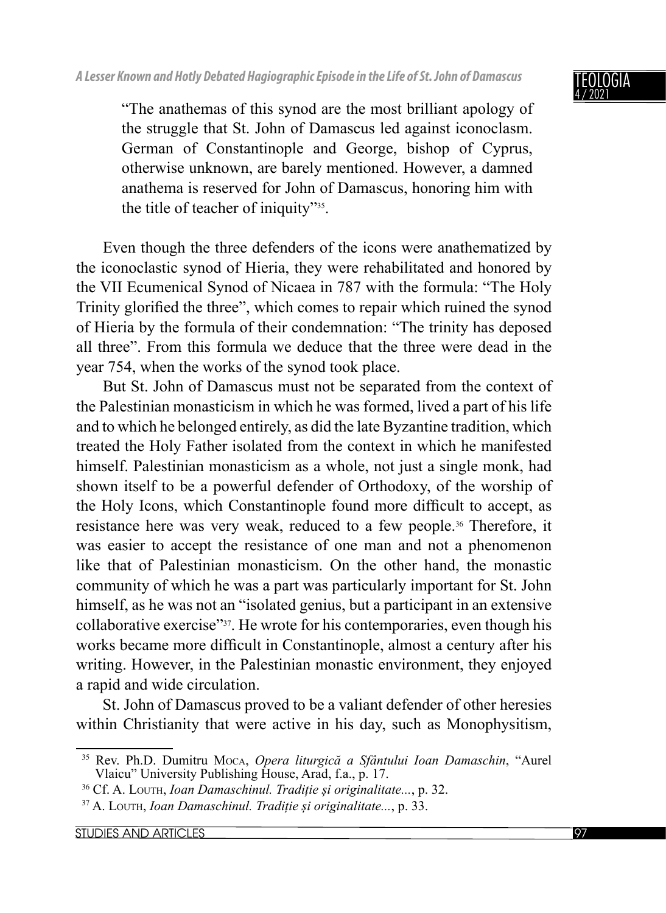> "The anathemas of this synod are the most brilliant apology of the struggle that St. John of Damascus led against iconoclasm. German of Constantinople and George, bishop of Cyprus, otherwise unknown, are barely mentioned. However, a damned anathema is reserved for John of Damascus, honoring him with the title of teacher of iniquity"[35].

Even though the three defenders of the icons were anathematized by the iconoclastic synod of Hieria, they were rehabilitated and honored by the VII Ecumenical Synod of Nicaea in 787 with the formula: "The Holy Trinity glorified the three", which comes to repair which ruined the synod of Hieria by the formula of their condemnation: "The trinity has deposed all three". From this formula we deduce that the three were dead in the year 754, when the works of the synod took place.

But St. John of Damascus must not be separated from the context of the Palestinian monasticism in which he was formed, lived a part of his life and to which he belonged entirely, as did the late Byzantine tradition, which treated the Holy Father isolated from the context in which he manifested himself. Palestinian monasticism as a whole, not just a single monk, had shown itself to be a powerful defender of Orthodoxy, of the worship of the Holy Icons, which Constantinople found more difficult to accept, as resistance here was very weak, reduced to a few people.[36] Therefore, it was easier to accept the resistance of one man and not a phenomenon like that of Palestinian monasticism. On the other hand, the monastic community of which he was a part was particularly important for St. John himself, as he was not an "isolated genius, but a participant in an extensive collaborative exercise"[37]. He wrote for his contemporaries, even though his works became more difficult in Constantinople, almost a century after his writing. However, in the Palestinian monastic environment, they enjoyed a rapid and wide circulation.

St. John of Damascus proved to be a valiant defender of other heresies within Christianity that were active in his day, such as Monophysitism,

---

[35] Rev. Ph.D. Dumitru Moca, *Opera liturgică a Sfântului Ioan Damaschin*, "Aurel Vlaicu" University Publishing House, Arad, f.a., p. 17.

[36] Cf. A. Louth, *Ioan Damaschinul. Tradiție și originalitate...*, p. 32.

[37] A. Louth, *Ioan Damaschinul. Tradiție și originalitate...*, p. 33.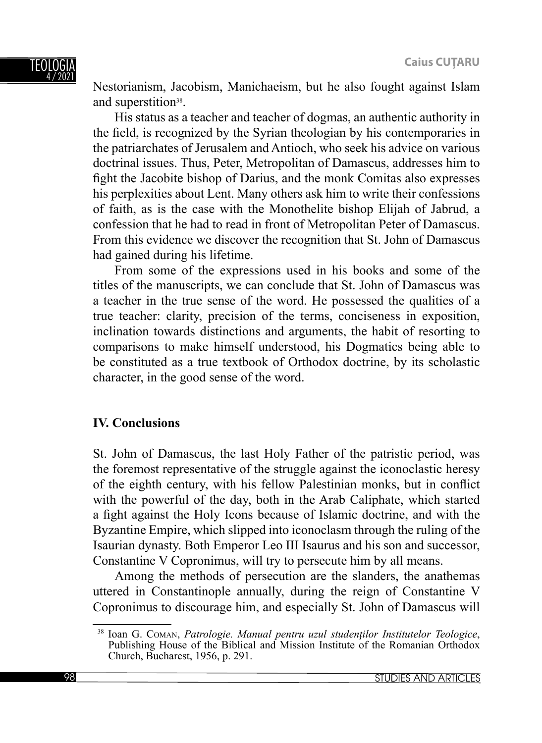Nestorianism, Jacobism, Manichaeism, but he also fought against Islam and superstition[38].

His status as a teacher and teacher of dogmas, an authentic authority in the field, is recognized by the Syrian theologian by his contemporaries in the patriarchates of Jerusalem and Antioch, who seek his advice on various doctrinal issues. Thus, Peter, Metropolitan of Damascus, addresses him to fight the Jacobite bishop of Darius, and the monk Comitas also expresses his perplexities about Lent. Many others ask him to write their confessions of faith, as is the case with the Monothelite bishop Elijah of Jabrud, a confession that he had to read in front of Metropolitan Peter of Damascus. From this evidence we discover the recognition that St. John of Damascus had gained during his lifetime.

From some of the expressions used in his books and some of the titles of the manuscripts, we can conclude that St. John of Damascus was a teacher in the true sense of the word. He possessed the qualities of a true teacher: clarity, precision of the terms, conciseness in exposition, inclination towards distinctions and arguments, the habit of resorting to comparisons to make himself understood, his Dogmatics being able to be constituted as a true textbook of Orthodox doctrine, by its scholastic character, in the good sense of the word.

## IV. Conclusions

St. John of Damascus, the last Holy Father of the patristic period, was the foremost representative of the struggle against the iconoclastic heresy of the eighth century, with his fellow Palestinian monks, but in conflict with the powerful of the day, both in the Arab Caliphate, which started a fight against the Holy Icons because of Islamic doctrine, and with the Byzantine Empire, which slipped into iconoclasm through the ruling of the Isaurian dynasty. Both Emperor Leo III Isaurus and his son and successor, Constantine V Copronimus, will try to persecute him by all means.

Among the methods of persecution are the slanders, the anathemas uttered in Constantinople annually, during the reign of Constantine V Copronimus to discourage him, and especially St. John of Damascus will

---

[38] Ioan G. Coman, *Patrologie. Manual pentru uzul studenților Institutelor Teologice*, Publishing House of the Biblical and Mission Institute of the Romanian Orthodox Church, Bucharest, 1956, p. 291.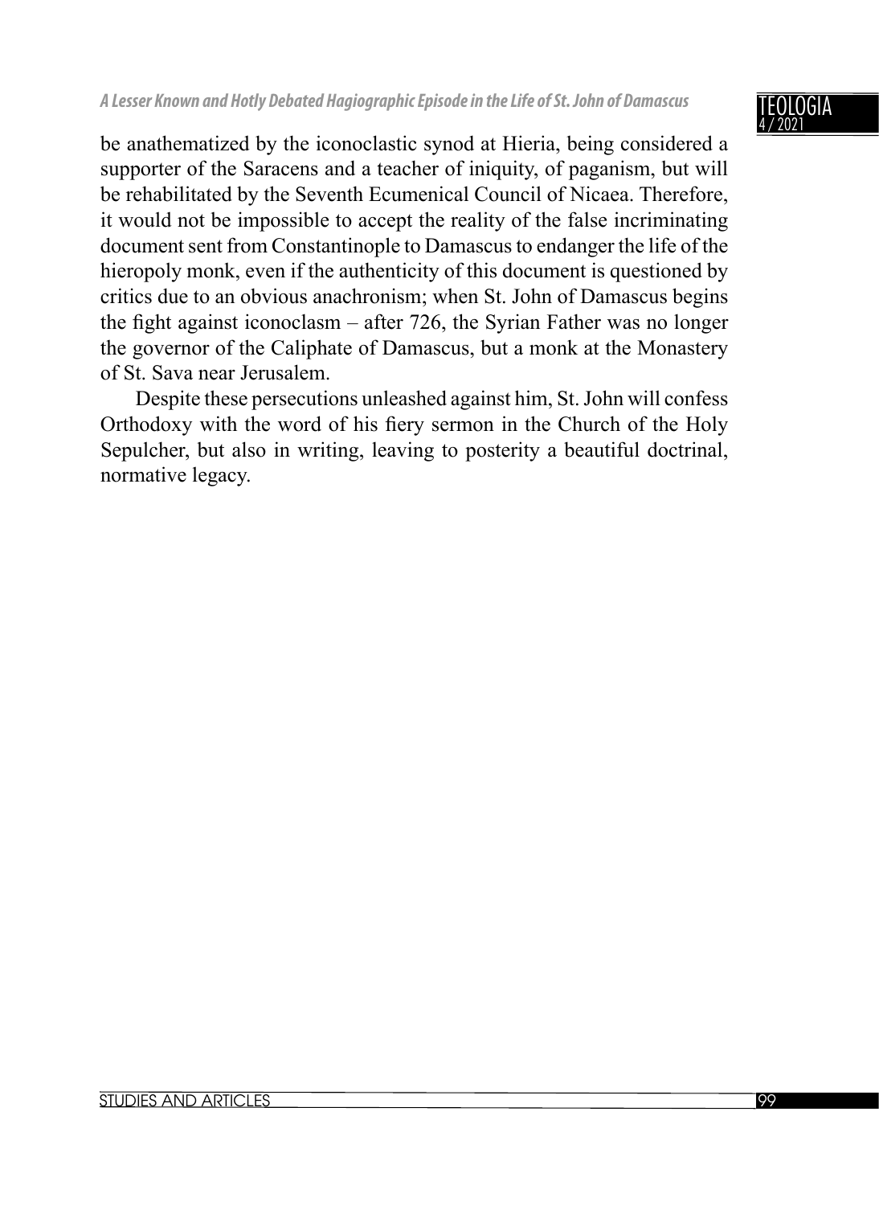be anathematized by the iconoclastic synod at Hieria, being considered a supporter of the Saracens and a teacher of iniquity, of paganism, but will be rehabilitated by the Seventh Ecumenical Council of Nicaea. Therefore, it would not be impossible to accept the reality of the false incriminating document sent from Constantinople to Damascus to endanger the life of the hieropoly monk, even if the authenticity of this document is questioned by critics due to an obvious anachronism; when St. John of Damascus begins the fight against iconoclasm – after 726, the Syrian Father was no longer the governor of the Caliphate of Damascus, but a monk at the Monastery of St. Sava near Jerusalem.

Despite these persecutions unleashed against him, St. John will confess Orthodoxy with the word of his fiery sermon in the Church of the Holy Sepulcher, but also in writing, leaving to posterity a beautiful doctrinal, normative legacy.